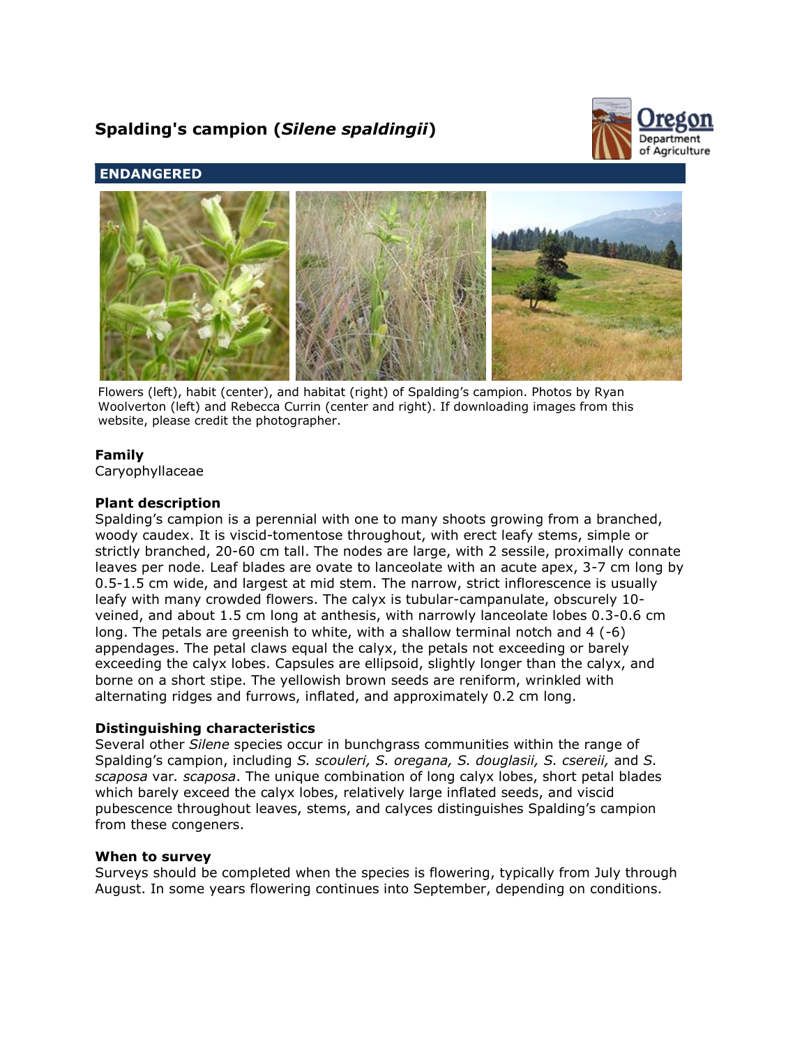# Spalding's campion (*Silene spaldingii*)

## ENDANGERED

Flowers (left), habit (center), and habitat (right) of Spalding's campion. Photos by Ryan Woolverton (left) and Rebecca Currin (center and right). If downloading images from this website, please credit the photographer.

### Family

Caryophyllaceae

### Plant description

Spalding's campion is a perennial with one to many shoots growing from a branched, woody caudex. It is viscid-tomentose throughout, with erect leafy stems, simple or strictly branched, 20-60 cm tall. The nodes are large, with 2 sessile, proximally connate leaves per node. Leaf blades are ovate to lanceolate with an acute apex, 3-7 cm long by 0.5-1.5 cm wide, and largest at mid stem. The narrow, strict inflorescence is usually leafy with many crowded flowers. The calyx is tubular-campanulate, obscurely 10-veined, and about 1.5 cm long at anthesis, with narrowly lanceolate lobes 0.3-0.6 cm long. The petals are greenish to white, with a shallow terminal notch and 4 (-6) appendages. The petal claws equal the calyx, the petals not exceeding or barely exceeding the calyx lobes. Capsules are ellipsoid, slightly longer than the calyx, and borne on a short stipe. The yellowish brown seeds are reniform, wrinkled with alternating ridges and furrows, inflated, and approximately 0.2 cm long.

### Distinguishing characteristics

Several other *Silene* species occur in bunchgrass communities within the range of Spalding's campion, including *S. scouleri, S. oregana, S. douglasii, S. csereii,* and *S. scaposa* var. *scaposa*. The unique combination of long calyx lobes, short petal blades which barely exceed the calyx lobes, relatively large inflated seeds, and viscid pubescence throughout leaves, stems, and calyces distinguishes Spalding's campion from these congeners.

### When to survey

Surveys should be completed when the species is flowering, typically from July through August. In some years flowering continues into September, depending on conditions.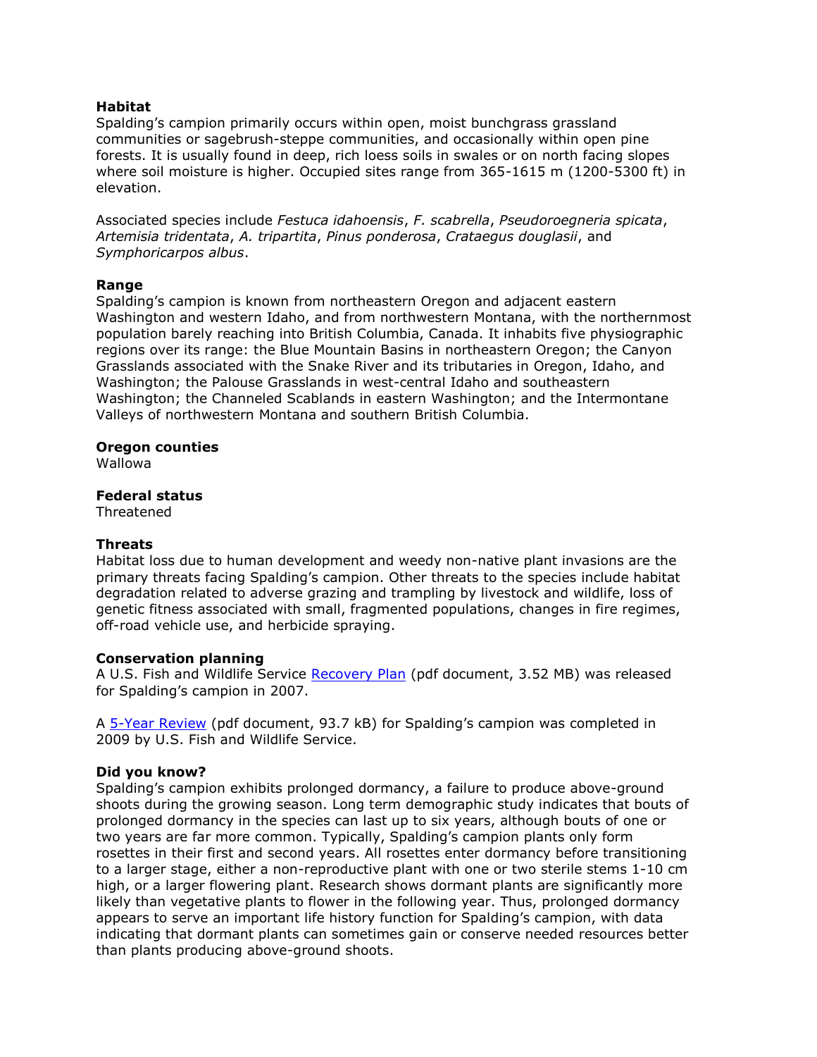**Habitat**

Spalding's campion primarily occurs within open, moist bunchgrass grassland communities or sagebrush-steppe communities, and occasionally within open pine forests. It is usually found in deep, rich loess soils in swales or on north facing slopes where soil moisture is higher. Occupied sites range from 365-1615 m (1200-5300 ft) in elevation.

Associated species include *Festuca idahoensis*, *F. scabrella*, *Pseudoroegneria spicata*, *Artemisia tridentata*, *A. tripartita*, *Pinus ponderosa*, *Crataegus douglasii*, and *Symphoricarpos albus*.

**Range**

Spalding's campion is known from northeastern Oregon and adjacent eastern Washington and western Idaho, and from northwestern Montana, with the northernmost population barely reaching into British Columbia, Canada. It inhabits five physiographic regions over its range: the Blue Mountain Basins in northeastern Oregon; the Canyon Grasslands associated with the Snake River and its tributaries in Oregon, Idaho, and Washington; the Palouse Grasslands in west-central Idaho and southeastern Washington; the Channeled Scablands in eastern Washington; and the Intermontane Valleys of northwestern Montana and southern British Columbia.

**Oregon counties**

Wallowa

**Federal status**

Threatened

**Threats**

Habitat loss due to human development and weedy non-native plant invasions are the primary threats facing Spalding's campion. Other threats to the species include habitat degradation related to adverse grazing and trampling by livestock and wildlife, loss of genetic fitness associated with small, fragmented populations, changes in fire regimes, off-road vehicle use, and herbicide spraying.

**Conservation planning**

A U.S. Fish and Wildlife Service Recovery Plan (pdf document, 3.52 MB) was released for Spalding's campion in 2007.

A 5-Year Review (pdf document, 93.7 kB) for Spalding's campion was completed in 2009 by U.S. Fish and Wildlife Service.

**Did you know?**

Spalding's campion exhibits prolonged dormancy, a failure to produce above-ground shoots during the growing season. Long term demographic study indicates that bouts of prolonged dormancy in the species can last up to six years, although bouts of one or two years are far more common. Typically, Spalding's campion plants only form rosettes in their first and second years. All rosettes enter dormancy before transitioning to a larger stage, either a non-reproductive plant with one or two sterile stems 1-10 cm high, or a larger flowering plant. Research shows dormant plants are significantly more likely than vegetative plants to flower in the following year. Thus, prolonged dormancy appears to serve an important life history function for Spalding's campion, with data indicating that dormant plants can sometimes gain or conserve needed resources better than plants producing above-ground shoots.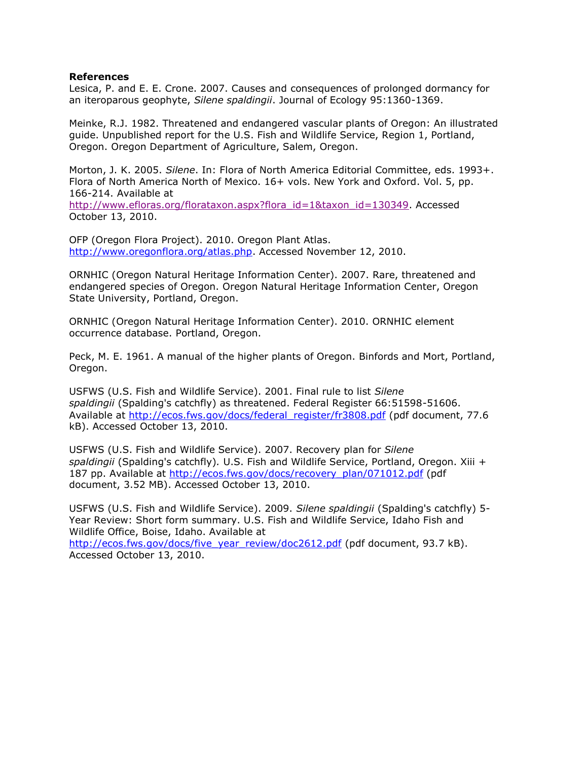**References**

Lesica, P. and E. E. Crone. 2007. Causes and consequences of prolonged dormancy for an iteroparous geophyte, *Silene spaldingii*. Journal of Ecology 95:1360-1369.

Meinke, R.J. 1982. Threatened and endangered vascular plants of Oregon: An illustrated guide. Unpublished report for the U.S. Fish and Wildlife Service, Region 1, Portland, Oregon. Oregon Department of Agriculture, Salem, Oregon.

Morton, J. K. 2005. *Silene*. In: Flora of North America Editorial Committee, eds. 1993+. Flora of North America North of Mexico. 16+ vols. New York and Oxford. Vol. 5, pp. 166-214. Available at http://www.efloras.org/florataxon.aspx?flora_id=1&taxon_id=130349. Accessed October 13, 2010.

OFP (Oregon Flora Project). 2010. Oregon Plant Atlas. http://www.oregonflora.org/atlas.php. Accessed November 12, 2010.

ORNHIC (Oregon Natural Heritage Information Center). 2007. Rare, threatened and endangered species of Oregon. Oregon Natural Heritage Information Center, Oregon State University, Portland, Oregon.

ORNHIC (Oregon Natural Heritage Information Center). 2010. ORNHIC element occurrence database. Portland, Oregon.

Peck, M. E. 1961. A manual of the higher plants of Oregon. Binfords and Mort, Portland, Oregon.

USFWS (U.S. Fish and Wildlife Service). 2001. Final rule to list *Silene spaldingii* (Spalding's catchfly) as threatened. Federal Register 66:51598-51606. Available at http://ecos.fws.gov/docs/federal_register/fr3808.pdf (pdf document, 77.6 kB). Accessed October 13, 2010.

USFWS (U.S. Fish and Wildlife Service). 2007. Recovery plan for *Silene spaldingii* (Spalding's catchfly). U.S. Fish and Wildlife Service, Portland, Oregon. Xiii + 187 pp. Available at http://ecos.fws.gov/docs/recovery_plan/071012.pdf (pdf document, 3.52 MB). Accessed October 13, 2010.

USFWS (U.S. Fish and Wildlife Service). 2009. *Silene spaldingii* (Spalding's catchfly) 5-Year Review: Short form summary. U.S. Fish and Wildlife Service, Idaho Fish and Wildlife Office, Boise, Idaho. Available at http://ecos.fws.gov/docs/five_year_review/doc2612.pdf (pdf document, 93.7 kB). Accessed October 13, 2010.